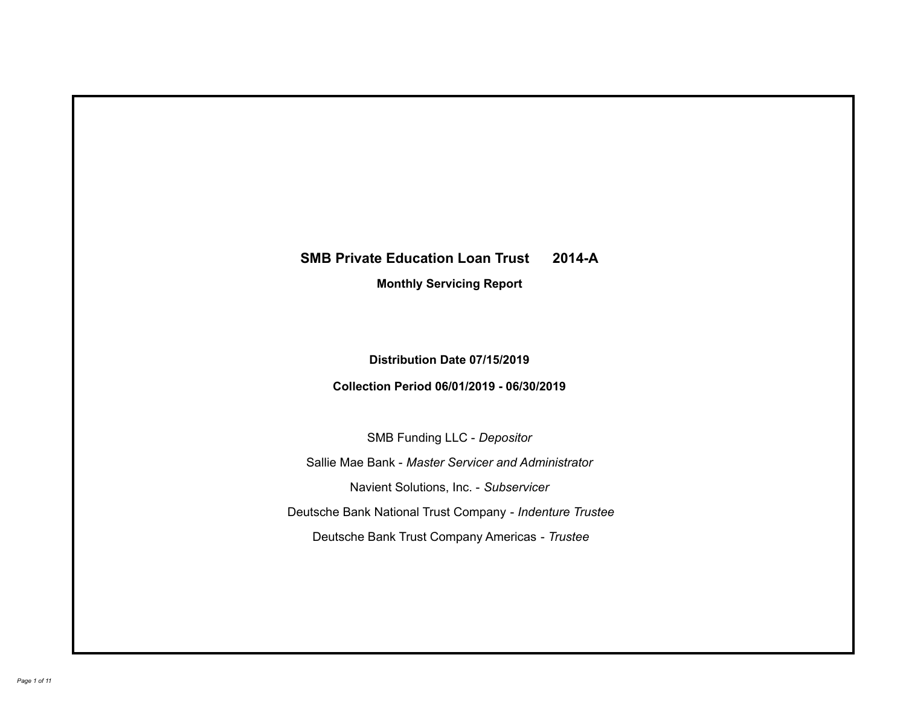# SMB Private Education Loan Trust 2014-A

## Monthly Servicing Report

**Distribution Date 07/15/2019**

**Collection Period 06/01/2019 - 06/30/2019**

SMB Funding LLC - *Depositor*

Sallie Mae Bank - *Master Servicer and Administrator*

Navient Solutions, Inc. - *Subservicer*

Deutsche Bank National Trust Company - *Indenture Trustee*

Deutsche Bank Trust Company Americas - *Trustee*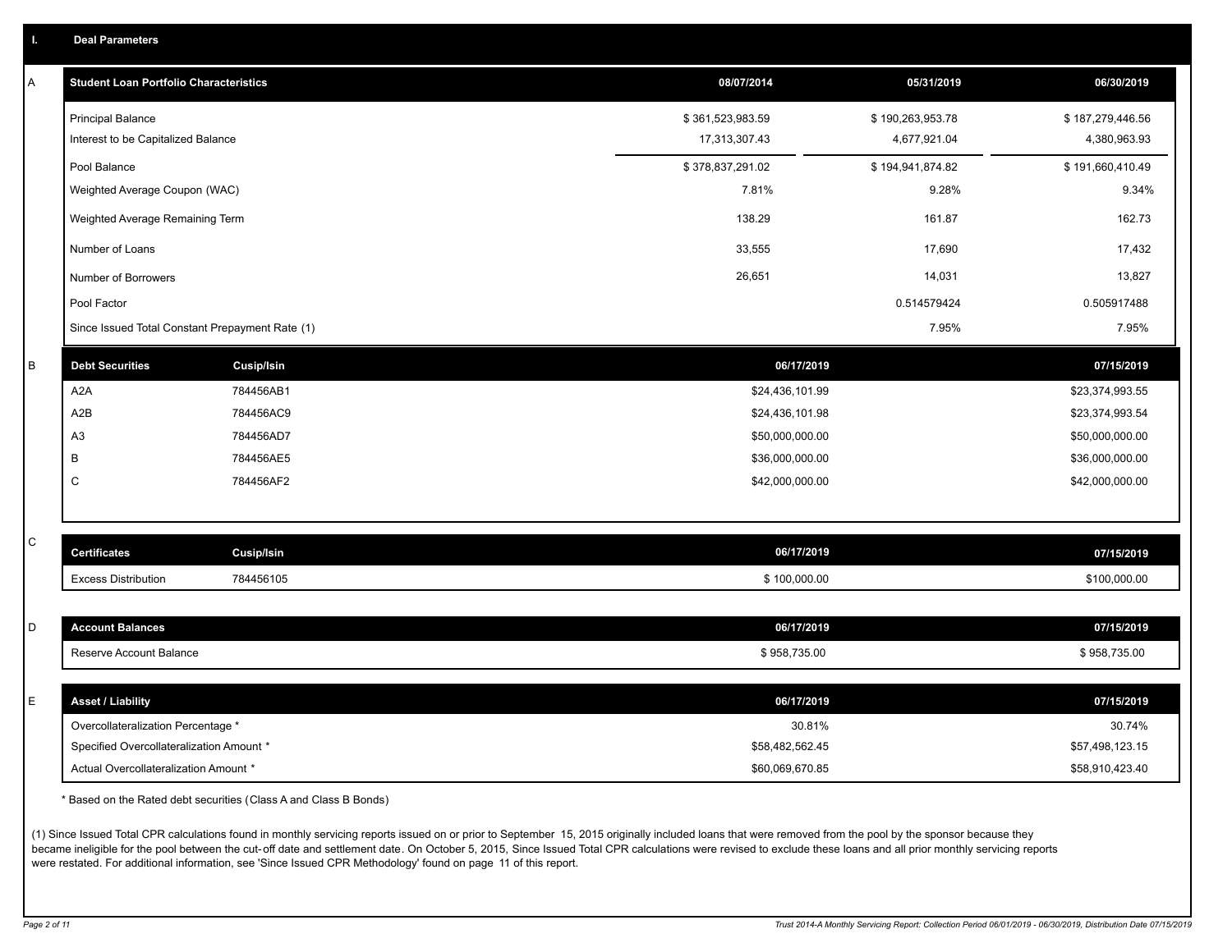## I. Deal Parameters

### A

| Student Loan Portfolio Characteristics | 08/07/2014 | 05/31/2019 | 06/30/2019 |
|---|---|---|---|
| Principal Balance | $ 361,523,983.59 | $ 190,263,953.78 | $ 187,279,446.56 |
| Interest to be Capitalized Balance | 17,313,307.43 | 4,677,921.04 | 4,380,963.93 |
| Pool Balance | $ 378,837,291.02 | $ 194,941,874.82 | $ 191,660,410.49 |
| Weighted Average Coupon (WAC) | 7.81% | 9.28% | 9.34% |
| Weighted Average Remaining Term | 138.29 | 161.87 | 162.73 |
| Number of Loans | 33,555 | 17,690 | 17,432 |
| Number of Borrowers | 26,651 | 14,031 | 13,827 |
| Pool Factor | | 0.514579424 | 0.505917488 |
| Since Issued Total Constant Prepayment Rate (1) | | 7.95% | 7.95% |

### B

| Debt Securities | Cusip/Isin | 06/17/2019 | 07/15/2019 |
|---|---|---|---|
| A2A | 784456AB1 | $24,436,101.99 | $23,374,993.55 |
| A2B | 784456AC9 | $24,436,101.98 | $23,374,993.54 |
| A3 | 784456AD7 | $50,000,000.00 | $50,000,000.00 |
| B | 784456AE5 | $36,000,000.00 | $36,000,000.00 |
| C | 784456AF2 | $42,000,000.00 | $42,000,000.00 |

### C

| Certificates | Cusip/Isin | 06/17/2019 | 07/15/2019 |
|---|---|---|---|
| Excess Distribution | 784456105 | $ 100,000.00 | $100,000.00 |

### D

| Account Balances | 06/17/2019 | 07/15/2019 |
|---|---|---|
| Reserve Account Balance | $ 958,735.00 | $ 958,735.00 |

### E

| Asset / Liability | 06/17/2019 | 07/15/2019 |
|---|---|---|
| Overcollateralization Percentage * | 30.81% | 30.74% |
| Specified Overcollateralization Amount * | $58,482,562.45 | $57,498,123.15 |
| Actual Overcollateralization Amount * | $60,069,670.85 | $58,910,423.40 |

* Based on the Rated debt securities (Class A and Class B Bonds)

(1) Since Issued Total CPR calculations found in monthly servicing reports issued on or prior to September 15, 2015 originally included loans that were removed from the pool by the sponsor because they became ineligible for the pool between the cut-off date and settlement date. On October 5, 2015, Since Issued Total CPR calculations were revised to exclude these loans and all prior monthly servicing reports were restated. For additional information, see 'Since Issued CPR Methodology' found on page 11 of this report.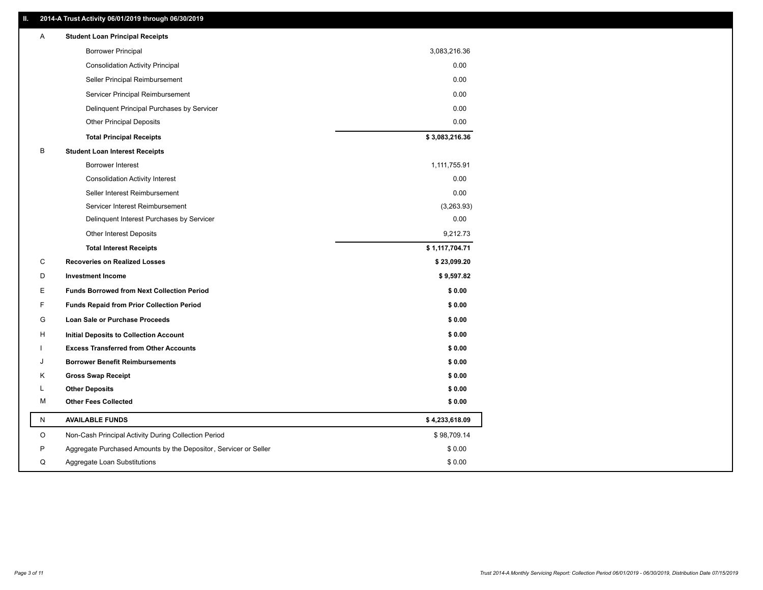## II. 2014-A Trust Activity 06/01/2019 through 06/30/2019

| | | |
|---|---|---|
| A | **Student Loan Principal Receipts** | |
| | Borrower Principal | 3,083,216.36 |
| | Consolidation Activity Principal | 0.00 |
| | Seller Principal Reimbursement | 0.00 |
| | Servicer Principal Reimbursement | 0.00 |
| | Delinquent Principal Purchases by Servicer | 0.00 |
| | Other Principal Deposits | 0.00 |
| | **Total Principal Receipts** | **$ 3,083,216.36** |
| B | **Student Loan Interest Receipts** | |
| | Borrower Interest | 1,111,755.91 |
| | Consolidation Activity Interest | 0.00 |
| | Seller Interest Reimbursement | 0.00 |
| | Servicer Interest Reimbursement | (3,263.93) |
| | Delinquent Interest Purchases by Servicer | 0.00 |
| | Other Interest Deposits | 9,212.73 |
| | **Total Interest Receipts** | **$ 1,117,704.71** |
| C | **Recoveries on Realized Losses** | **$ 23,099.20** |
| D | **Investment Income** | **$ 9,597.82** |
| E | **Funds Borrowed from Next Collection Period** | **$ 0.00** |
| F | **Funds Repaid from Prior Collection Period** | **$ 0.00** |
| G | **Loan Sale or Purchase Proceeds** | **$ 0.00** |
| H | **Initial Deposits to Collection Account** | **$ 0.00** |
| I | **Excess Transferred from Other Accounts** | **$ 0.00** |
| J | **Borrower Benefit Reimbursements** | **$ 0.00** |
| K | **Gross Swap Receipt** | **$ 0.00** |
| L | **Other Deposits** | **$ 0.00** |
| M | **Other Fees Collected** | **$ 0.00** |
| N | **AVAILABLE FUNDS** | **$ 4,233,618.09** |
| O | Non-Cash Principal Activity During Collection Period | $ 98,709.14 |
| P | Aggregate Purchased Amounts by the Depositor, Servicer or Seller | $ 0.00 |
| Q | Aggregate Loan Substitutions | $ 0.00 |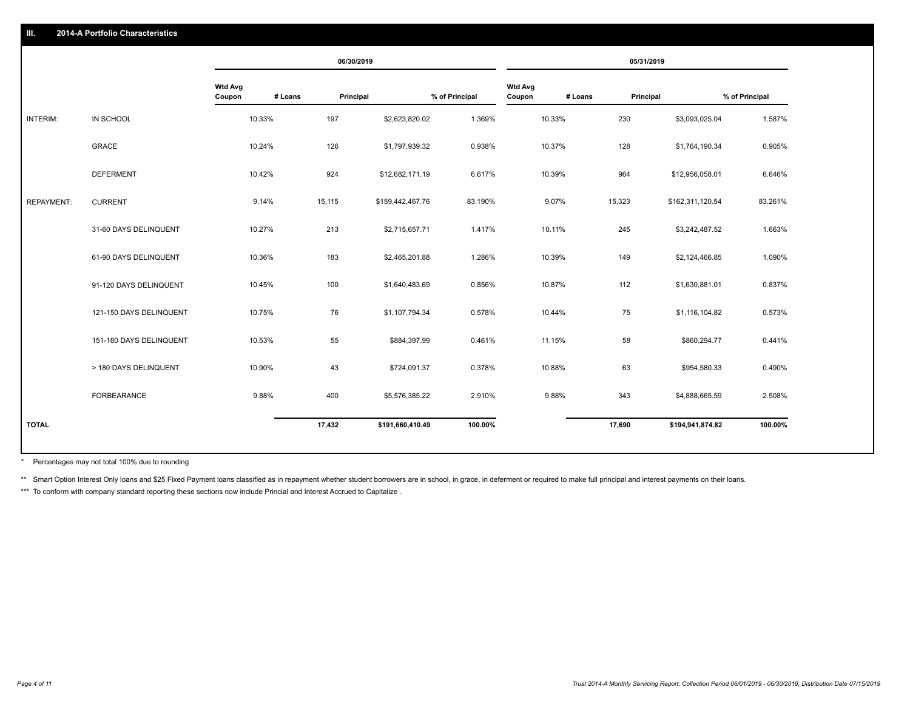## III. 2014-A Portfolio Characteristics

| | | 06/30/2019 | | | | 05/31/2019 | | | |
|---|---|---|---|---|---|---|---|---|---|
| | | Wtd Avg Coupon | # Loans | Principal | % of Principal | Wtd Avg Coupon | # Loans | Principal | % of Principal |
| INTERIM: | IN SCHOOL | 10.33% | 197 | $2,623,820.02 | 1.369% | 10.33% | 230 | $3,093,025.04 | 1.587% |
| | GRACE | 10.24% | 126 | $1,797,939.32 | 0.938% | 10.37% | 128 | $1,764,190.34 | 0.905% |
| | DEFERMENT | 10.42% | 924 | $12,682,171.19 | 6.617% | 10.39% | 964 | $12,956,058.01 | 6.646% |
| REPAYMENT: | CURRENT | 9.14% | 15,115 | $159,442,467.76 | 83.190% | 9.07% | 15,323 | $162,311,120.54 | 83.261% |
| | 31-60 DAYS DELINQUENT | 10.27% | 213 | $2,715,657.71 | 1.417% | 10.11% | 245 | $3,242,487.52 | 1.663% |
| | 61-90 DAYS DELINQUENT | 10.36% | 183 | $2,465,201.88 | 1.286% | 10.39% | 149 | $2,124,466.85 | 1.090% |
| | 91-120 DAYS DELINQUENT | 10.45% | 100 | $1,640,483.69 | 0.856% | 10.87% | 112 | $1,630,881.01 | 0.837% |
| | 121-150 DAYS DELINQUENT | 10.75% | 76 | $1,107,794.34 | 0.578% | 10.44% | 75 | $1,116,104.82 | 0.573% |
| | 151-180 DAYS DELINQUENT | 10.53% | 55 | $884,397.99 | 0.461% | 11.15% | 58 | $860,294.77 | 0.441% |
| | > 180 DAYS DELINQUENT | 10.90% | 43 | $724,091.37 | 0.378% | 10.88% | 63 | $954,580.33 | 0.490% |
| | FORBEARANCE | 9.88% | 400 | $5,576,385.22 | 2.910% | 9.88% | 343 | $4,888,665.59 | 2.508% |
| TOTAL | | | 17,432 | $191,660,410.49 | 100.00% | | 17,690 | $194,941,874.82 | 100.00% |

* Percentages may not total 100% due to rounding

** Smart Option Interest Only loans and $25 Fixed Payment loans classified as in repayment whether student borrowers are in school, in grace, in deferment or required to make full principal and interest payments on their loans.

*** To conform with company standard reporting these sections now include Princial and Interest Accrued to Capitalize .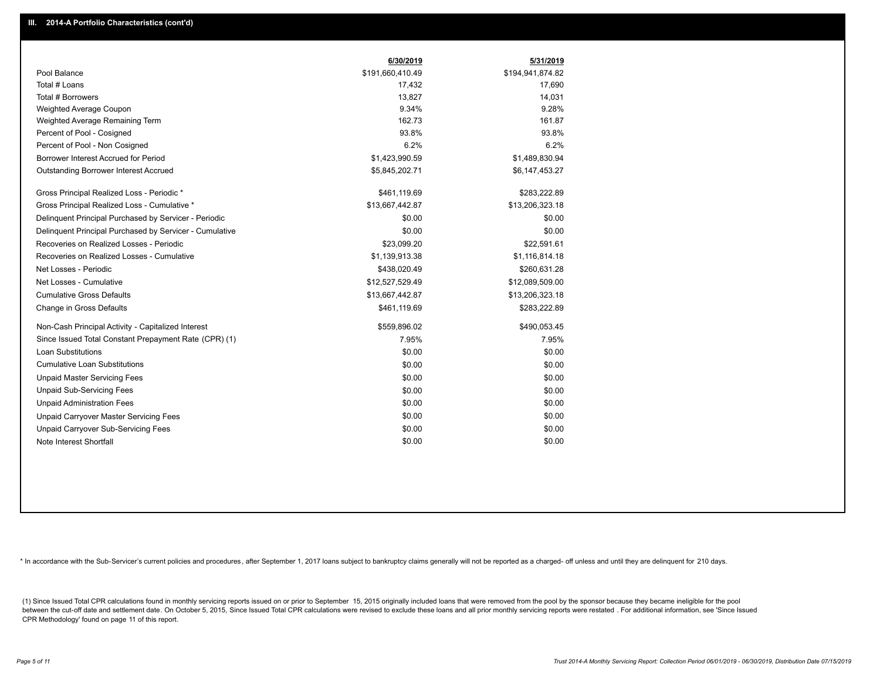## III. 2014-A Portfolio Characteristics (cont'd)

| | 6/30/2019 | 5/31/2019 |
|---|---|---|
| Pool Balance | $191,660,410.49 | $194,941,874.82 |
| Total # Loans | 17,432 | 17,690 |
| Total # Borrowers | 13,827 | 14,031 |
| Weighted Average Coupon | 9.34% | 9.28% |
| Weighted Average Remaining Term | 162.73 | 161.87 |
| Percent of Pool - Cosigned | 93.8% | 93.8% |
| Percent of Pool - Non Cosigned | 6.2% | 6.2% |
| Borrower Interest Accrued for Period | $1,423,990.59 | $1,489,830.94 |
| Outstanding Borrower Interest Accrued | $5,845,202.71 | $6,147,453.27 |
| Gross Principal Realized Loss - Periodic * | $461,119.69 | $283,222.89 |
| Gross Principal Realized Loss - Cumulative * | $13,667,442.87 | $13,206,323.18 |
| Delinquent Principal Purchased by Servicer - Periodic | $0.00 | $0.00 |
| Delinquent Principal Purchased by Servicer - Cumulative | $0.00 | $0.00 |
| Recoveries on Realized Losses - Periodic | $23,099.20 | $22,591.61 |
| Recoveries on Realized Losses - Cumulative | $1,139,913.38 | $1,116,814.18 |
| Net Losses - Periodic | $438,020.49 | $260,631.28 |
| Net Losses - Cumulative | $12,527,529.49 | $12,089,509.00 |
| Cumulative Gross Defaults | $13,667,442.87 | $13,206,323.18 |
| Change in Gross Defaults | $461,119.69 | $283,222.89 |
| Non-Cash Principal Activity - Capitalized Interest | $559,896.02 | $490,053.45 |
| Since Issued Total Constant Prepayment Rate (CPR) (1) | 7.95% | 7.95% |
| Loan Substitutions | $0.00 | $0.00 |
| Cumulative Loan Substitutions | $0.00 | $0.00 |
| Unpaid Master Servicing Fees | $0.00 | $0.00 |
| Unpaid Sub-Servicing Fees | $0.00 | $0.00 |
| Unpaid Administration Fees | $0.00 | $0.00 |
| Unpaid Carryover Master Servicing Fees | $0.00 | $0.00 |
| Unpaid Carryover Sub-Servicing Fees | $0.00 | $0.00 |
| Note Interest Shortfall | $0.00 | $0.00 |

* In accordance with the Sub-Servicer's current policies and procedures, after September 1, 2017 loans subject to bankruptcy claims generally will not be reported as a charged- off unless and until they are delinquent for 210 days.

(1) Since Issued Total CPR calculations found in monthly servicing reports issued on or prior to September 15, 2015 originally included loans that were removed from the pool by the sponsor because they became ineligible for the pool between the cut-off date and settlement date. On October 5, 2015, Since Issued Total CPR calculations were revised to exclude these loans and all prior monthly servicing reports were restated . For additional information, see 'Since Issued CPR Methodology' found on page 11 of this report.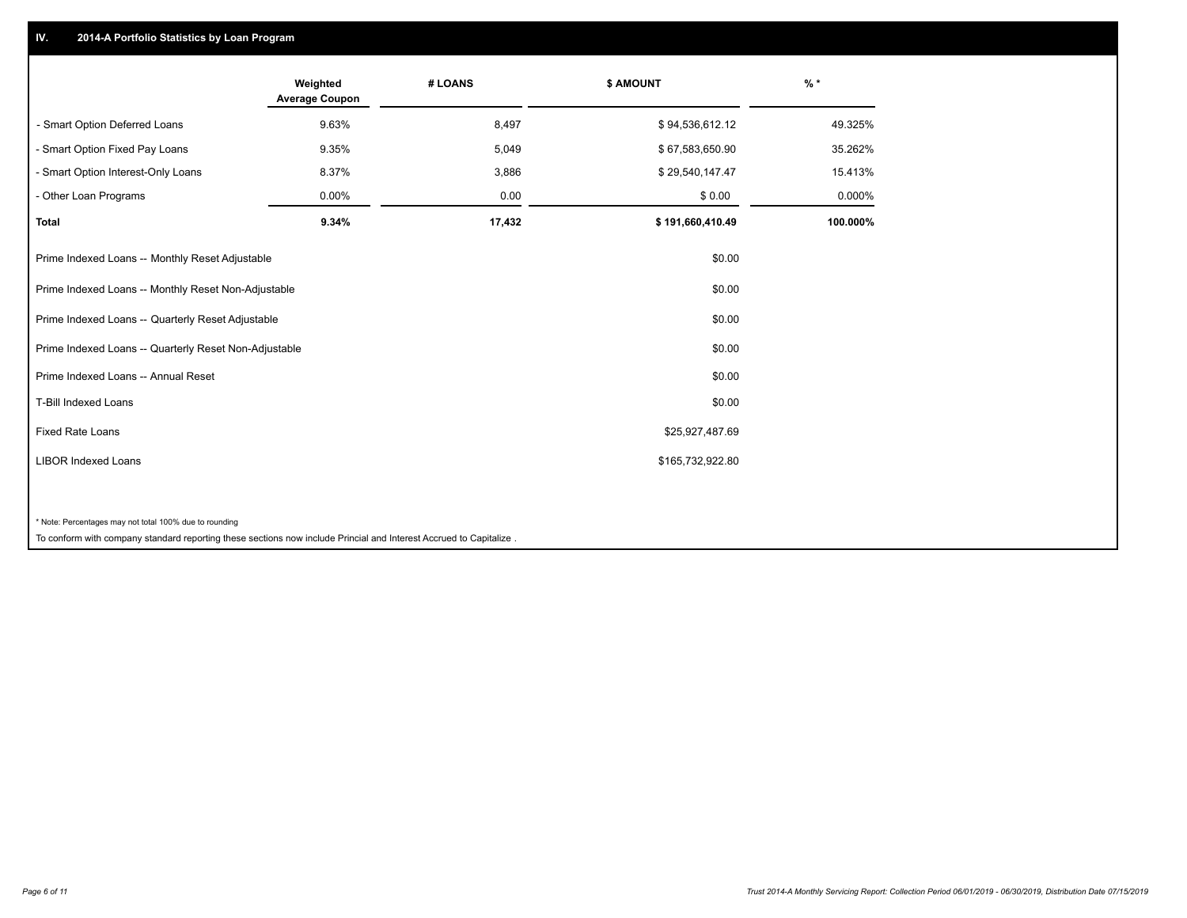## IV. 2014-A Portfolio Statistics by Loan Program

| | Weighted Average Coupon | # LOANS | $ AMOUNT | % * |
|---|---|---|---|---|
| - Smart Option Deferred Loans | 9.63% | 8,497 | $ 94,536,612.12 | 49.325% |
| - Smart Option Fixed Pay Loans | 9.35% | 5,049 | $ 67,583,650.90 | 35.262% |
| - Smart Option Interest-Only Loans | 8.37% | 3,886 | $ 29,540,147.47 | 15.413% |
| - Other Loan Programs | 0.00% | 0.00 | $ 0.00 | 0.000% |
| **Total** | **9.34%** | **17,432** | **$ 191,660,410.49** | **100.000%** |

| | |
|---|---|
| Prime Indexed Loans -- Monthly Reset Adjustable | $0.00 |
| Prime Indexed Loans -- Monthly Reset Non-Adjustable | $0.00 |
| Prime Indexed Loans -- Quarterly Reset Adjustable | $0.00 |
| Prime Indexed Loans -- Quarterly Reset Non-Adjustable | $0.00 |
| Prime Indexed Loans -- Annual Reset | $0.00 |
| T-Bill Indexed Loans | $0.00 |
| Fixed Rate Loans | $25,927,487.69 |
| LIBOR Indexed Loans | $165,732,922.80 |

* Note: Percentages may not total 100% due to rounding

To conform with company standard reporting these sections now include Princial and Interest Accrued to Capitalize .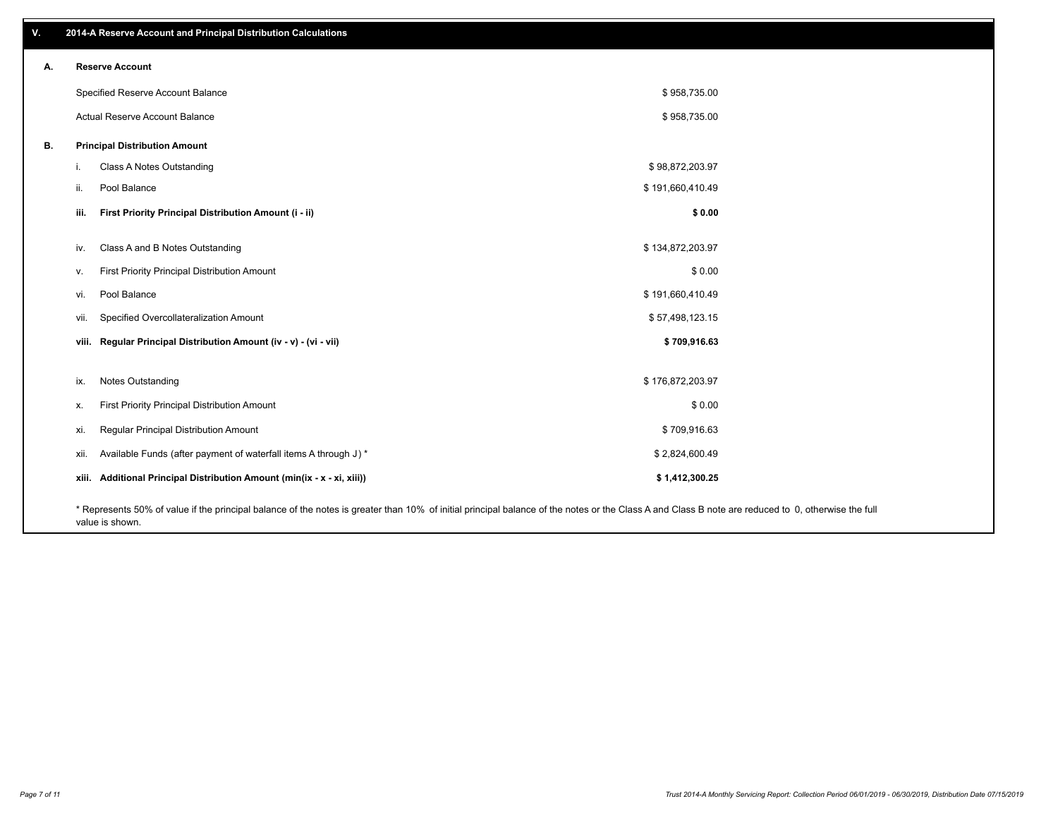## V. 2014-A Reserve Account and Principal Distribution Calculations

### A. Reserve Account

| | |
|---|---|
| Specified Reserve Account Balance | $ 958,735.00 |
| Actual Reserve Account Balance | $ 958,735.00 |

### B. Principal Distribution Amount

| | | |
|---|---|---|
| i. | Class A Notes Outstanding | $ 98,872,203.97 |
| ii. | Pool Balance | $ 191,660,410.49 |
| **iii.** | **First Priority Principal Distribution Amount (i - ii)** | **$ 0.00** |
| iv. | Class A and B Notes Outstanding | $ 134,872,203.97 |
| v. | First Priority Principal Distribution Amount | $ 0.00 |
| vi. | Pool Balance | $ 191,660,410.49 |
| vii. | Specified Overcollateralization Amount | $ 57,498,123.15 |
| **viii.** | **Regular Principal Distribution Amount (iv - v) - (vi - vii)** | **$ 709,916.63** |
| ix. | Notes Outstanding | $ 176,872,203.97 |
| x. | First Priority Principal Distribution Amount | $ 0.00 |
| xi. | Regular Principal Distribution Amount | $ 709,916.63 |
| xii. | Available Funds (after payment of waterfall items A through J) * | $ 2,824,600.49 |
| **xiii.** | **Additional Principal Distribution Amount (min(ix - x - xi, xiii))** | **$ 1,412,300.25** |

* Represents 50% of value if the principal balance of the notes is greater than 10% of initial principal balance of the notes or the Class A and Class B note are reduced to 0, otherwise the full value is shown.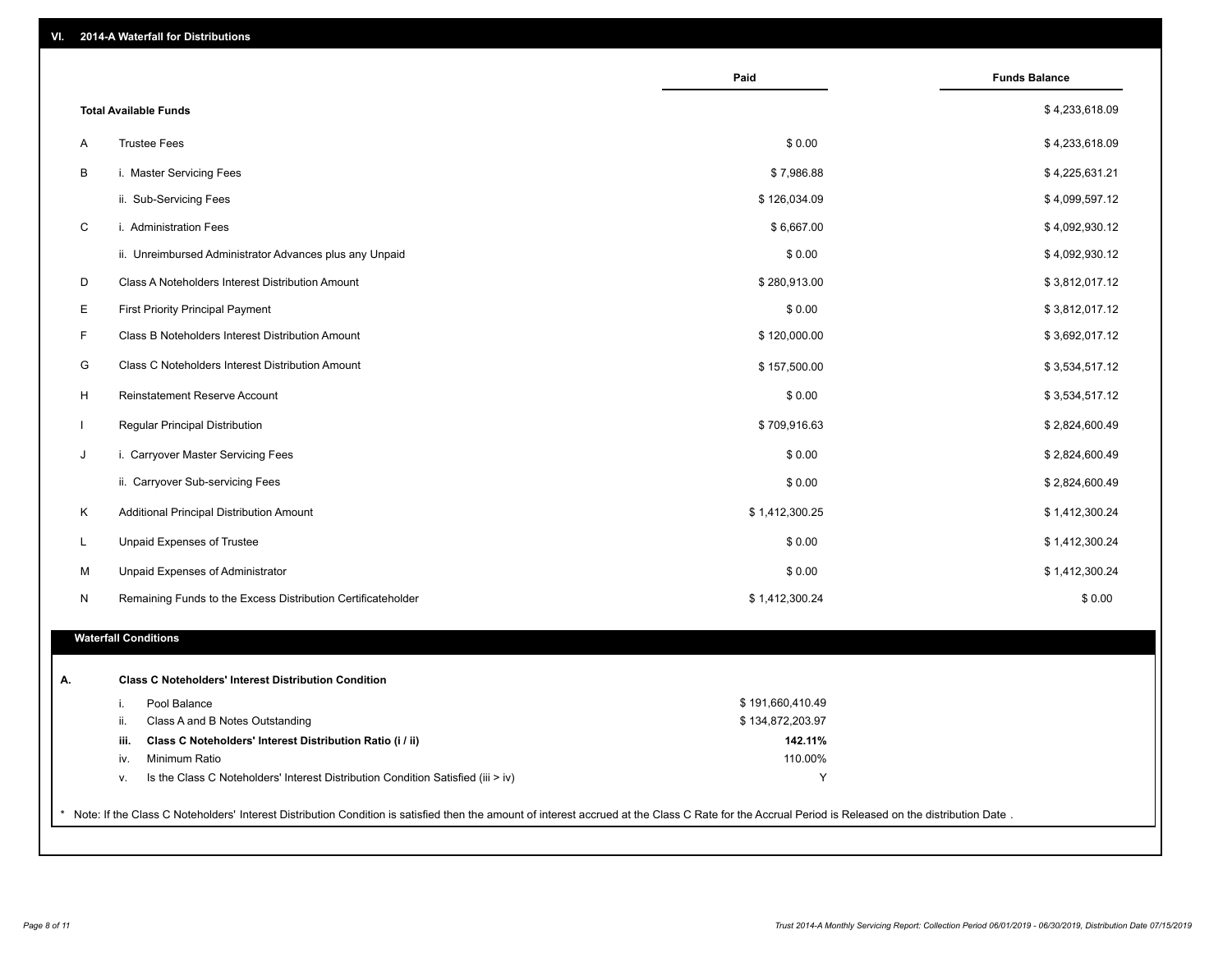## VI. 2014-A Waterfall for Distributions

| | | Paid | Funds Balance |
|---|---|---|---|
| | **Total Available Funds** | | $ 4,233,618.09 |
| A | Trustee Fees | $ 0.00 | $ 4,233,618.09 |
| B | i. Master Servicing Fees | $ 7,986.88 | $ 4,225,631.21 |
| | ii. Sub-Servicing Fees | $ 126,034.09 | $ 4,099,597.12 |
| C | i. Administration Fees | $ 6,667.00 | $ 4,092,930.12 |
| | ii. Unreimbursed Administrator Advances plus any Unpaid | $ 0.00 | $ 4,092,930.12 |
| D | Class A Noteholders Interest Distribution Amount | $ 280,913.00 | $ 3,812,017.12 |
| E | First Priority Principal Payment | $ 0.00 | $ 3,812,017.12 |
| F | Class B Noteholders Interest Distribution Amount | $ 120,000.00 | $ 3,692,017.12 |
| G | Class C Noteholders Interest Distribution Amount | $ 157,500.00 | $ 3,534,517.12 |
| H | Reinstatement Reserve Account | $ 0.00 | $ 3,534,517.12 |
| I | Regular Principal Distribution | $ 709,916.63 | $ 2,824,600.49 |
| J | i. Carryover Master Servicing Fees | $ 0.00 | $ 2,824,600.49 |
| | ii. Carryover Sub-servicing Fees | $ 0.00 | $ 2,824,600.49 |
| K | Additional Principal Distribution Amount | $ 1,412,300.25 | $ 1,412,300.24 |
| L | Unpaid Expenses of Trustee | $ 0.00 | $ 1,412,300.24 |
| M | Unpaid Expenses of Administrator | $ 0.00 | $ 1,412,300.24 |
| N | Remaining Funds to the Excess Distribution Certificateholder | $ 1,412,300.24 | $ 0.00 |

### Waterfall Conditions

**A. Class C Noteholders' Interest Distribution Condition**

| | | |
|---|---|---|
| i. | Pool Balance | $ 191,660,410.49 |
| ii. | Class A and B Notes Outstanding | $ 134,872,203.97 |
| **iii.** | **Class C Noteholders' Interest Distribution Ratio (i / ii)** | **142.11%** |
| iv. | Minimum Ratio | 110.00% |
| v. | Is the Class C Noteholders' Interest Distribution Condition Satisfied (iii > iv) | Y |

* Note: If the Class C Noteholders' Interest Distribution Condition is satisfied then the amount of interest accrued at the Class C Rate for the Accrual Period is Released on the distribution Date .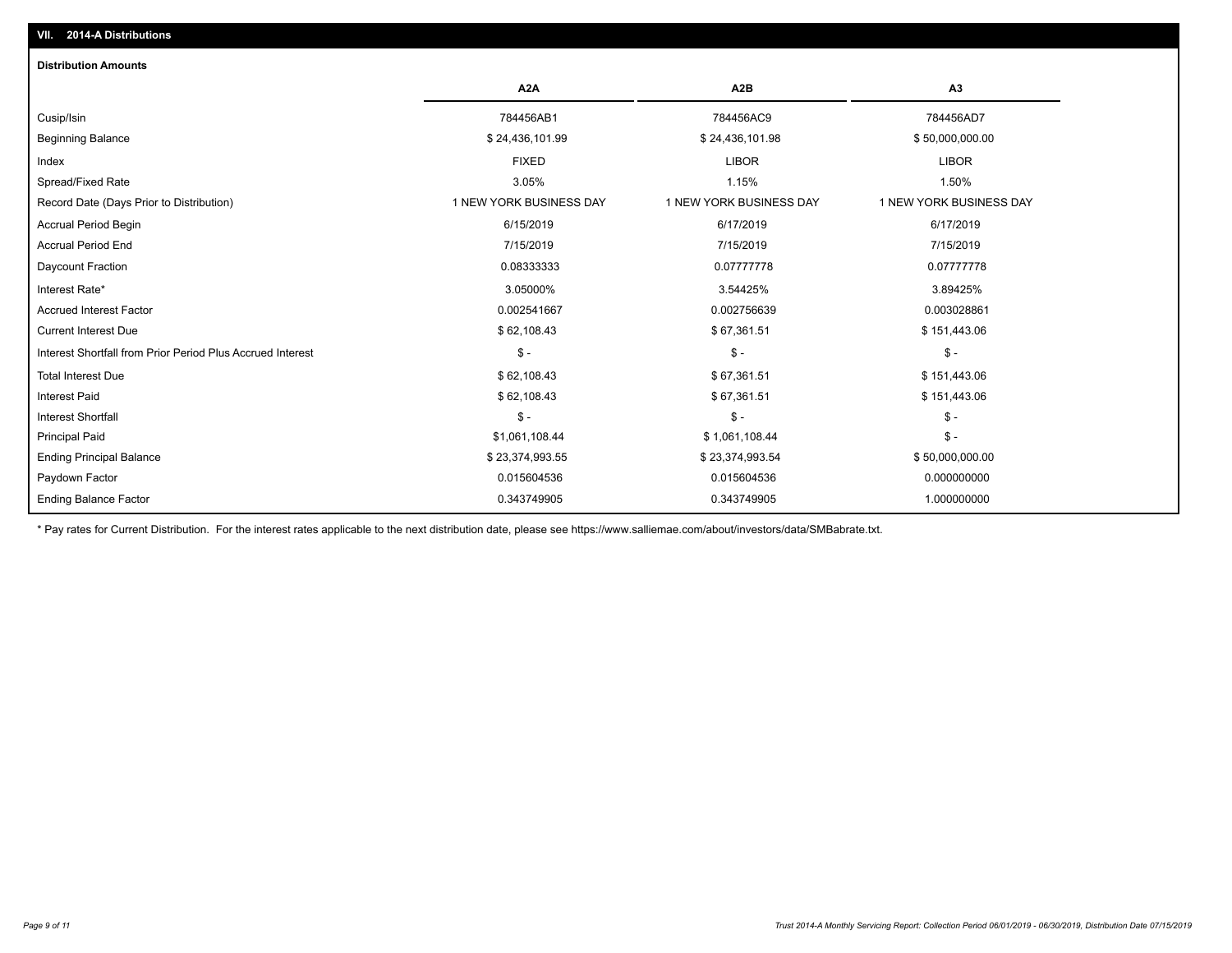## VII. 2014-A Distributions

### Distribution Amounts

| | A2A | A2B | A3 |
|---|---|---|---|
| Cusip/Isin | 784456AB1 | 784456AC9 | 784456AD7 |
| Beginning Balance | $ 24,436,101.99 | $ 24,436,101.98 | $ 50,000,000.00 |
| Index | FIXED | LIBOR | LIBOR |
| Spread/Fixed Rate | 3.05% | 1.15% | 1.50% |
| Record Date (Days Prior to Distribution) | 1 NEW YORK BUSINESS DAY | 1 NEW YORK BUSINESS DAY | 1 NEW YORK BUSINESS DAY |
| Accrual Period Begin | 6/15/2019 | 6/17/2019 | 6/17/2019 |
| Accrual Period End | 7/15/2019 | 7/15/2019 | 7/15/2019 |
| Daycount Fraction | 0.08333333 | 0.07777778 | 0.07777778 |
| Interest Rate* | 3.05000% | 3.54425% | 3.89425% |
| Accrued Interest Factor | 0.002541667 | 0.002756639 | 0.003028861 |
| Current Interest Due | $ 62,108.43 | $ 67,361.51 | $ 151,443.06 |
| Interest Shortfall from Prior Period Plus Accrued Interest | $ - | $ - | $ - |
| Total Interest Due | $ 62,108.43 | $ 67,361.51 | $ 151,443.06 |
| Interest Paid | $ 62,108.43 | $ 67,361.51 | $ 151,443.06 |
| Interest Shortfall | $ - | $ - | $ - |
| Principal Paid | $1,061,108.44 | $ 1,061,108.44 | $ - |
| Ending Principal Balance | $ 23,374,993.55 | $ 23,374,993.54 | $ 50,000,000.00 |
| Paydown Factor | 0.015604536 | 0.015604536 | 0.000000000 |
| Ending Balance Factor | 0.343749905 | 0.343749905 | 1.000000000 |

* Pay rates for Current Distribution. For the interest rates applicable to the next distribution date, please see https://www.salliemae.com/about/investors/data/SMBabrate.txt.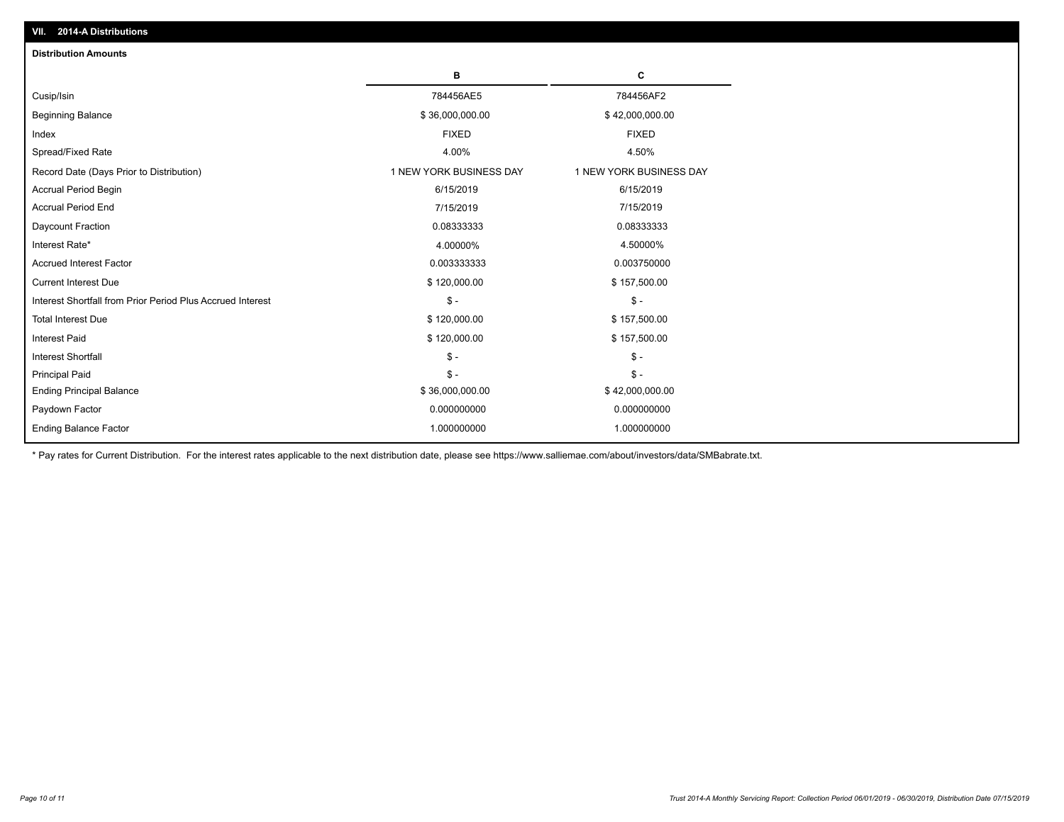## VII. 2014-A Distributions

### Distribution Amounts

| | B | C |
|---|---|---|
| Cusip/Isin | 784456AE5 | 784456AF2 |
| Beginning Balance | $ 36,000,000.00 | $ 42,000,000.00 |
| Index | FIXED | FIXED |
| Spread/Fixed Rate | 4.00% | 4.50% |
| Record Date (Days Prior to Distribution) | 1 NEW YORK BUSINESS DAY | 1 NEW YORK BUSINESS DAY |
| Accrual Period Begin | 6/15/2019 | 6/15/2019 |
| Accrual Period End | 7/15/2019 | 7/15/2019 |
| Daycount Fraction | 0.08333333 | 0.08333333 |
| Interest Rate* | 4.00000% | 4.50000% |
| Accrued Interest Factor | 0.003333333 | 0.003750000 |
| Current Interest Due | $ 120,000.00 | $ 157,500.00 |
| Interest Shortfall from Prior Period Plus Accrued Interest | $ - | $ - |
| Total Interest Due | $ 120,000.00 | $ 157,500.00 |
| Interest Paid | $ 120,000.00 | $ 157,500.00 |
| Interest Shortfall | $ - | $ - |
| Principal Paid | $ - | $ - |
| Ending Principal Balance | $ 36,000,000.00 | $ 42,000,000.00 |
| Paydown Factor | 0.000000000 | 0.000000000 |
| Ending Balance Factor | 1.000000000 | 1.000000000 |

* Pay rates for Current Distribution. For the interest rates applicable to the next distribution date, please see https://www.salliemae.com/about/investors/data/SMBabrate.txt.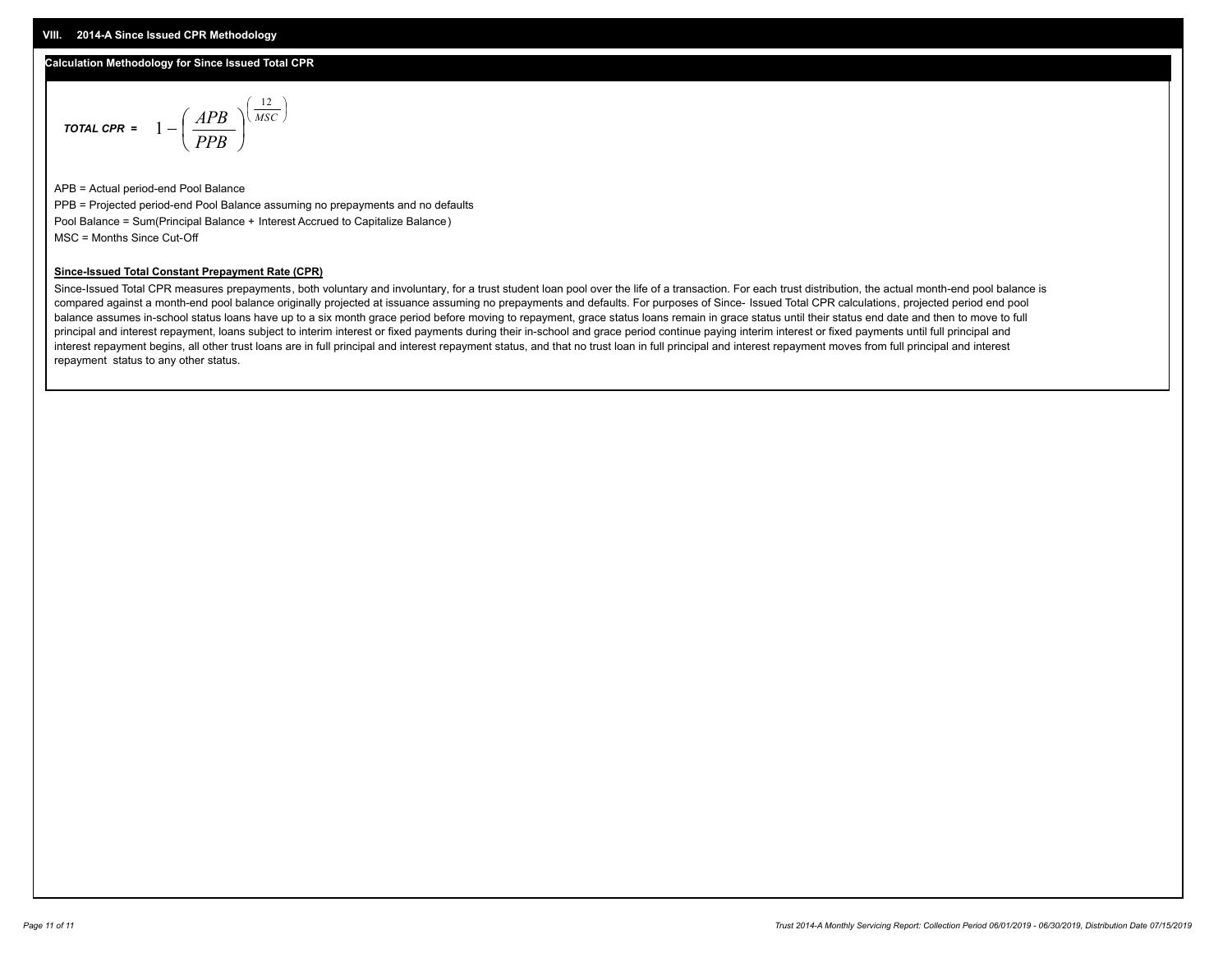## VIII. 2014-A Since Issued CPR Methodology

### Calculation Methodology for Since Issued Total CPR

$$\textbf{\textit{TOTAL CPR}} = \quad 1 - \left( \frac{APB}{PPB} \right)^{\left( \frac{12}{MSC} \right)}$$

APB = Actual period-end Pool Balance

PPB = Projected period-end Pool Balance assuming no prepayments and no defaults

Pool Balance = Sum(Principal Balance + Interest Accrued to Capitalize Balance)

MSC = Months Since Cut-Off

**Since-Issued Total Constant Prepayment Rate (CPR)**

Since-Issued Total CPR measures prepayments, both voluntary and involuntary, for a trust student loan pool over the life of a transaction. For each trust distribution, the actual month-end pool balance is compared against a month-end pool balance originally projected at issuance assuming no prepayments and defaults. For purposes of Since- Issued Total CPR calculations, projected period end pool balance assumes in-school status loans have up to a six month grace period before moving to repayment, grace status loans remain in grace status until their status end date and then to move to full principal and interest repayment, loans subject to interim interest or fixed payments during their in-school and grace period continue paying interim interest or fixed payments until full principal and interest repayment begins, all other trust loans are in full principal and interest repayment status, and that no trust loan in full principal and interest repayment moves from full principal and interest repayment status to any other status.